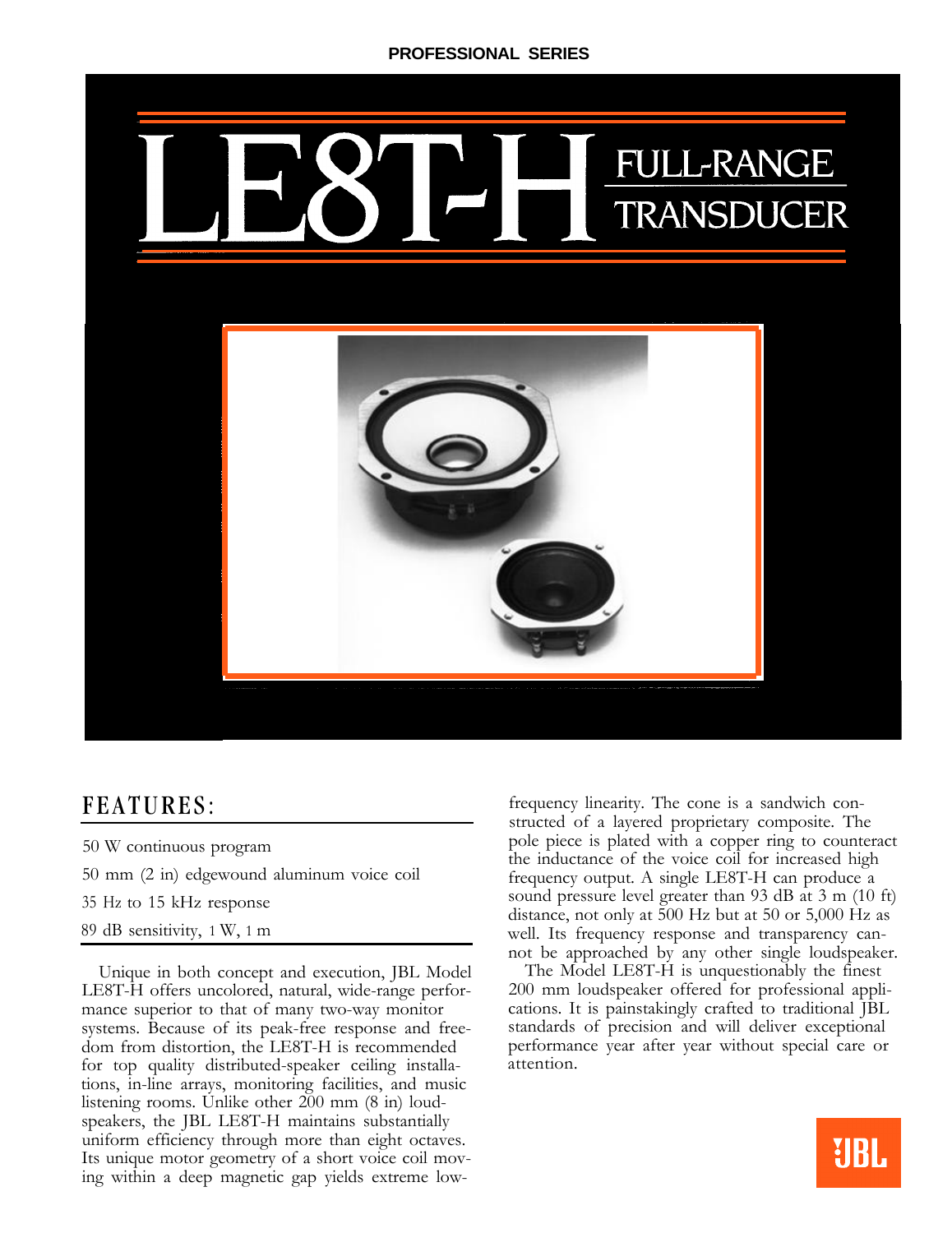PROFESSIONAL SERIES

# LE8T-H FULL-RANGE TRANSDUCER

## FEATURES:

- 50 W continuous program
- 50 mm (2 in) edgewound aluminum voice coil
- 35 Hz to 15 kHz response
- 89 dB sensitivity, 1 W, 1 m

Unique in both concept and execution, JBL Model LE8T-H offers uncolored, natural, wide-range performance superior to that of many two-way monitor systems. Because of its peak-free response and freedom from distortion, the LE8T-H is recommended for top quality distributed-speaker ceiling installations, in-line arrays, monitoring facilities, and music listening rooms. Unlike other 200 mm (8 in) loudspeakers, the JBL LE8T-H maintains substantially uniform efficiency through more than eight octaves. Its unique motor geometry of a short voice coil moving within a deep magnetic gap yields extreme low-frequency linearity. The cone is a sandwich constructed of a layered proprietary composite. The pole piece is plated with a copper ring to counteract the inductance of the voice coil for increased high frequency output. A single LE8T-H can produce a sound pressure level greater than 93 dB at 3 m (10 ft) distance, not only at 500 Hz but at 50 or 5,000 Hz as well. Its frequency response and transparency cannot be approached by any other single loudspeaker.

The Model LE8T-H is unquestionably the finest 200 mm loudspeaker offered for professional applications. It is painstakingly crafted to traditional JBL standards of precision and will deliver exceptional performance year after year without special care or attention.

JBL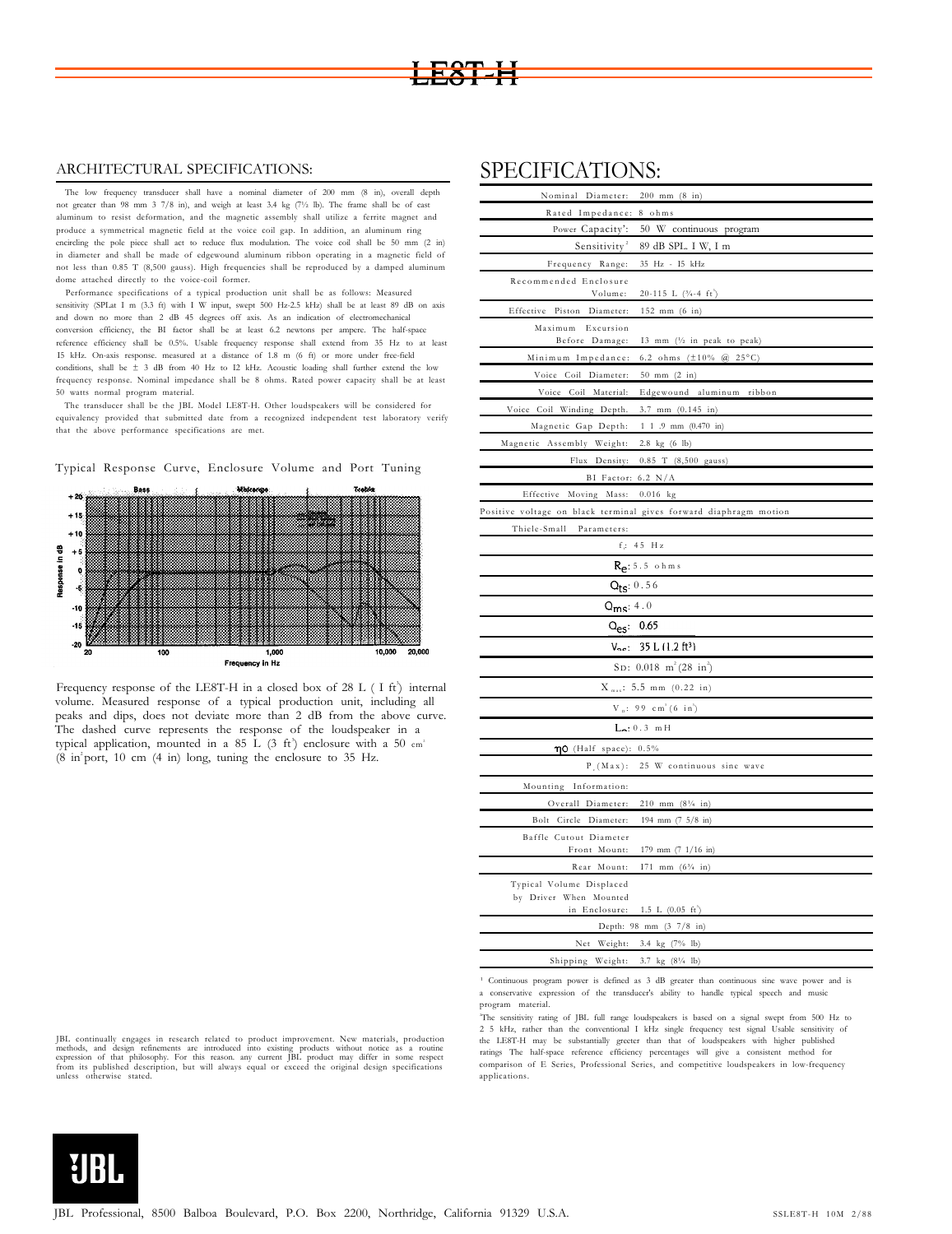# LE8T-H

## ARCHITECTURAL SPECIFICATIONS:

The low frequency transducer shall have a nominal diameter of 200 mm (8 in), overall depth not greater than 98 mm 3 7/8 in), and weigh at least 3.4 kg (7½ lb). The frame shall be of cast aluminum to resist deformation, and the magnetic assembly shall utilize a ferrite magnet and produce a symmetrical magnetic field at the voice coil gap. In addition, an aluminum ring encircling the pole piece shall act to reduce flux modulation. The voice coil shall be 50 mm (2 in) in diameter and shall be made of edgewound aluminum ribbon operating in a magnetic field of not less than 0.85 T (8,500 gauss). High frequencies shall be reproduced by a damped aluminum dome attached directly to the voice-coil former.

Performance specifications of a typical production unit shall be as follows: Measured sensitivity (SPLat I m (3.3 ft) with I W input, swept 500 Hz-2.5 kHz) shall be at least 89 dB on axis and down no more than 2 dB 45 degrees off axis. As an indication of electromechanical conversion efficiency, the Bl factor shall be at least 6.2 newtons per ampere. The half-space reference efficiency shall be 0.5%. Usable frequency response shall extend from 35 Hz to at least 15 kHz. On-axis response. measured at a distance of 1.8 m (6 ft) or more under free-field conditions, shall be ± 3 dB from 40 Hz to I2 kHz. Acoustic loading shall further extend the low frequency response. Nominal impedance shall be 8 ohms. Rated power capacity shall be at least 50 watts normal program material.

The transducer shall be the JBL Model LE8T-H. Other loudspeakers will be considered for equivalency provided that submitted date from a recognized independent test laboratory verify that the above performance specifications are met.

### Typical Response Curve, Enclosure Volume and Port Tuning

Bass
Midrange
Treble
Response in dB
+20
+15
+10
+5
0
-5
-10
-15
-20
20
100
1,000
10,000
20,000
Frequency in Hz

Frequency response of the LE8T-H in a closed box of 28 L ( I ft³) internal volume. Measured response of a typical production unit, including all peaks and dips, does not deviate more than 2 dB from the above curve. The dashed curve represents the response of the loudspeaker in a typical application, mounted in a 85 L (3 ft³) enclosure with a 50 cm² (8 in² port, 10 cm (4 in) long, tuning the enclosure to 35 Hz.

JBL continually engages in research related to product improvement. New materials, production methods, and design refinements are introduced into existing products without notice as a routine expression of that philosophy. For this reason. any current JBL product may differ in some respect from its published description, but will always equal or exceed the original design specifications unless otherwise stated.

## SPECIFICATIONS:

| | |
|---|---|
| Nominal Diameter: | 200 mm (8 in) |
| Rated Impedance: | 8 ohms |
| Power Capacity[1]: | 50 W continuous program |
| Sensitivity[2] | 89 dB SPL. I W, I m |
| Frequency Range: | 35 Hz - I5 kHz |
| Recommended Enclosure Volume: | 20-115 L (¾-4 ft³) |
| Effective Piston Diameter: | 152 mm (6 in) |
| Maximum Excursion Before Damage: | I3 mm (½ in peak to peak) |
| Minimum Impedance: | 6.2 ohms (±10% @ 25°C) |
| Voice Coil Diameter: | 50 mm (2 in) |
| Voice Coil Material: | Edgewound aluminum ribbon |
| Voice Coil Winding Depth. | 3.7 mm (0.145 in) |
| Magnetic Gap Depth: | 1 1 .9 mm (0.470 in) |
| Magnetic Assembly Weight: | 2.8 kg (6 lb) |
| Flux Density: | 0.85 T (8,500 gauss) |
| Bl Factor: | 6.2 N/A |
| Effective Moving Mass: | 0.016 kg |
| Positive voltage on black terminal gives forward diaphragm motion | |
| Thiele-Small Parameters: | |
| $f_s$: | 45 Hz |
| $R_e$: | 5.5 ohms |
| $Q_{ts}$: | 0.56 |
| $Q_{ms}$: | 4.0 |
| $Q_{es}$: | 0.65 |
| $V_{as}$: | 35 L (1.2 ft³) |
| $S_D$: | 0.018 m² (28 in²) |
| $X_{max}$: | 5.5 mm (0.22 in) |
| $V_D$: | 99 cm³ (6 in³) |
| $L_e$: | 0.3 mH |
| $\eta_0$ (Half space): | 0.5% |
| $P_e$ (Max): | 25 W continuous sine wave |
| Mounting Information: | |
| Overall Diameter: | 210 mm (8¼ in) |
| Bolt Circle Diameter: | 194 mm (7 5/8 in) |
| Baffle Cutout Diameter Front Mount: | 179 mm (7 1/16 in) |
| Rear Mount: | I71 mm (6¾ in) |
| Typical Volume Displaced by Driver When Mounted in Enclosure: | 1.5 L (0.05 ft³) |
| Depth: | 98 mm (3 7/8 in) |
| Net Weight: | 3.4 kg (7½ lb) |
| Shipping Weight: | 3.7 kg (8¼ lb) |

[1] Continuous program power is defined as 3 dB greater than continuous sine wave power and is a conservative expression of the transducer's ability to handle typical speech and music program material.

[2]The sensitivity rating of JBL full range loudspeakers is based on a signal swept from 500 Hz to 2 5 kHz, rather than the conventional I kHz single frequency test signal Usable sensitivity of the LE8T-H may be substantially greeter than that of loudspeakers with higher published ratings The half-space reference efficiency percentages will give a consistent method for comparison of E Series, Professional Series, and competitive loudspeakers in low-frequency applications.

JBL

JBL Professional, 8500 Balboa Boulevard, P.O. Box 2200, Northridge, California 91329 U.S.A.

SSLE8T-H 10M 2/88